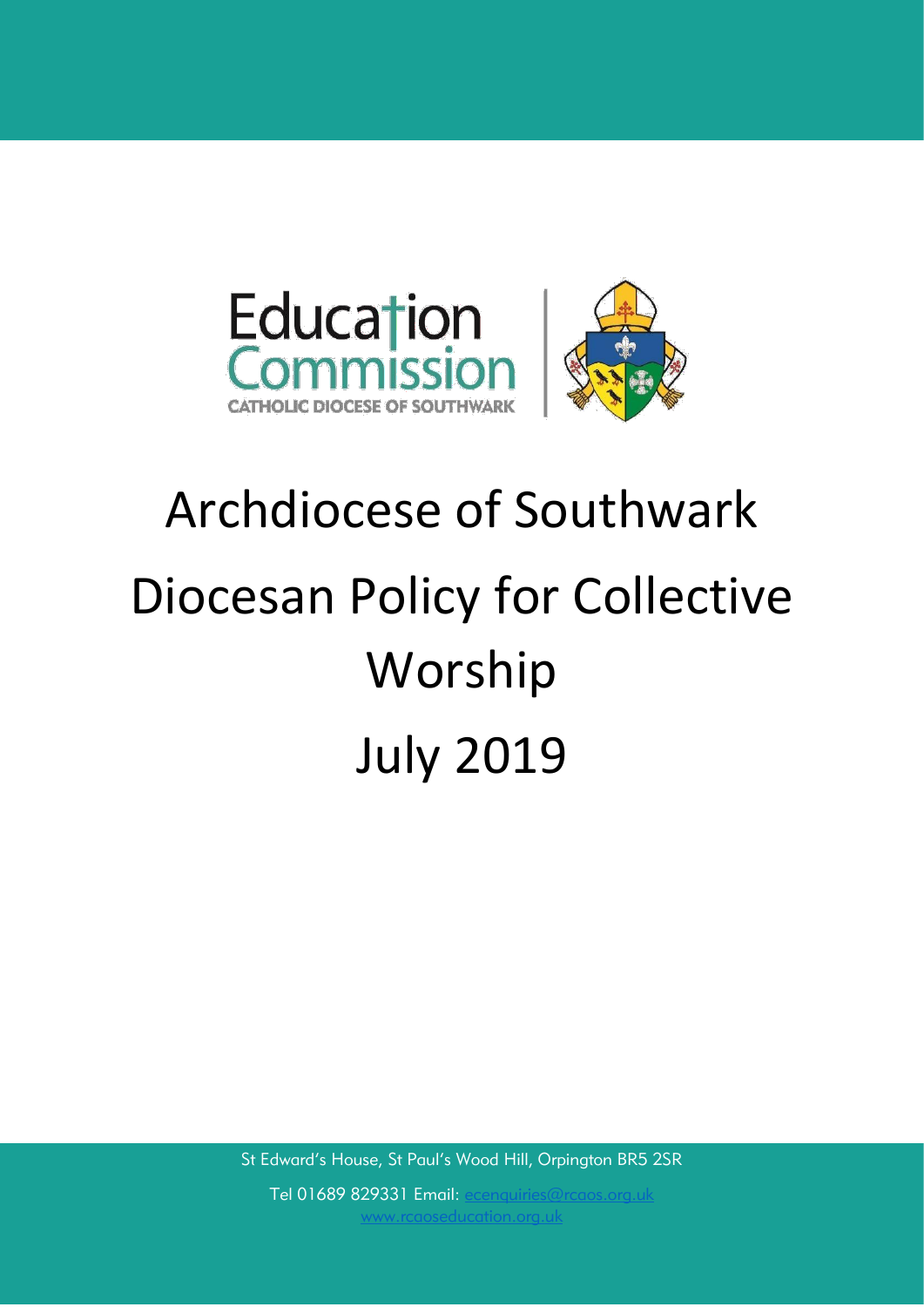Education Commission

CATHOLIC DIOCESE OF SOUTHWARK

# Archdiocese of Southwark Diocesan Policy for Collective Worship July 2019

St Edward's House, St Paul's Wood Hill, Orpington BR5 2SR

Tel 01689 829331 Email: ecenquiries@rcaos.org.uk

www.rcaoseducation.org.uk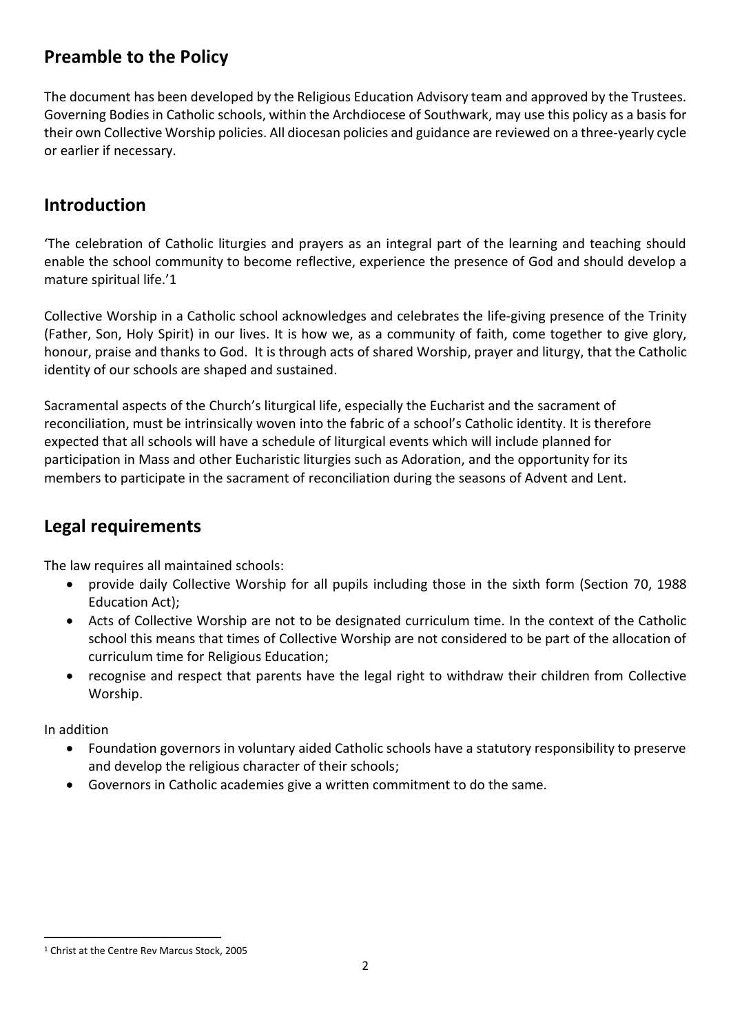## Preamble to the Policy

The document has been developed by the Religious Education Advisory team and approved by the Trustees. Governing Bodies in Catholic schools, within the Archdiocese of Southwark, may use this policy as a basis for their own Collective Worship policies. All diocesan policies and guidance are reviewed on a three-yearly cycle or earlier if necessary.

## Introduction

'The celebration of Catholic liturgies and prayers as an integral part of the learning and teaching should enable the school community to become reflective, experience the presence of God and should develop a mature spiritual life.'[1]

Collective Worship in a Catholic school acknowledges and celebrates the life-giving presence of the Trinity (Father, Son, Holy Spirit) in our lives. It is how we, as a community of faith, come together to give glory, honour, praise and thanks to God. It is through acts of shared Worship, prayer and liturgy, that the Catholic identity of our schools are shaped and sustained.

Sacramental aspects of the Church's liturgical life, especially the Eucharist and the sacrament of reconciliation, must be intrinsically woven into the fabric of a school's Catholic identity. It is therefore expected that all schools will have a schedule of liturgical events which will include planned for participation in Mass and other Eucharistic liturgies such as Adoration, and the opportunity for its members to participate in the sacrament of reconciliation during the seasons of Advent and Lent.

## Legal requirements

The law requires all maintained schools:

- provide daily Collective Worship for all pupils including those in the sixth form (Section 70, 1988 Education Act);
- Acts of Collective Worship are not to be designated curriculum time. In the context of the Catholic school this means that times of Collective Worship are not considered to be part of the allocation of curriculum time for Religious Education;
- recognise and respect that parents have the legal right to withdraw their children from Collective Worship.

In addition

- Foundation governors in voluntary aided Catholic schools have a statutory responsibility to preserve and develop the religious character of their schools;
- Governors in Catholic academies give a written commitment to do the same.

---

[1] Christ at the Centre Rev Marcus Stock, 2005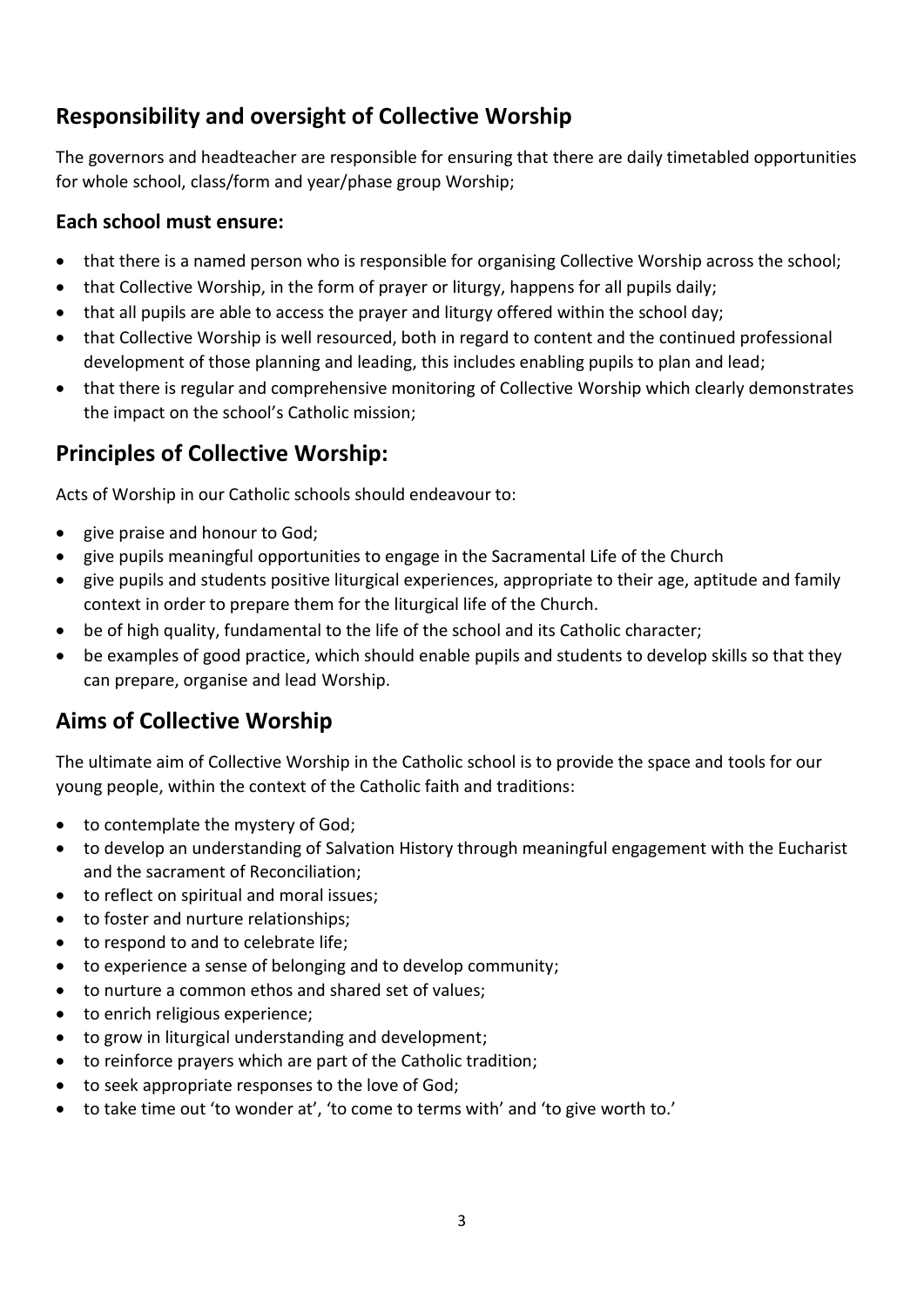## Responsibility and oversight of Collective Worship

The governors and headteacher are responsible for ensuring that there are daily timetabled opportunities for whole school, class/form and year/phase group Worship;

### Each school must ensure:

- that there is a named person who is responsible for organising Collective Worship across the school;
- that Collective Worship, in the form of prayer or liturgy, happens for all pupils daily;
- that all pupils are able to access the prayer and liturgy offered within the school day;
- that Collective Worship is well resourced, both in regard to content and the continued professional development of those planning and leading, this includes enabling pupils to plan and lead;
- that there is regular and comprehensive monitoring of Collective Worship which clearly demonstrates the impact on the school's Catholic mission;

## Principles of Collective Worship:

Acts of Worship in our Catholic schools should endeavour to:

- give praise and honour to God;
- give pupils meaningful opportunities to engage in the Sacramental Life of the Church
- give pupils and students positive liturgical experiences, appropriate to their age, aptitude and family context in order to prepare them for the liturgical life of the Church.
- be of high quality, fundamental to the life of the school and its Catholic character;
- be examples of good practice, which should enable pupils and students to develop skills so that they can prepare, organise and lead Worship.

## Aims of Collective Worship

The ultimate aim of Collective Worship in the Catholic school is to provide the space and tools for our young people, within the context of the Catholic faith and traditions:

- to contemplate the mystery of God;
- to develop an understanding of Salvation History through meaningful engagement with the Eucharist and the sacrament of Reconciliation;
- to reflect on spiritual and moral issues;
- to foster and nurture relationships;
- to respond to and to celebrate life;
- to experience a sense of belonging and to develop community;
- to nurture a common ethos and shared set of values;
- to enrich religious experience;
- to grow in liturgical understanding and development;
- to reinforce prayers which are part of the Catholic tradition;
- to seek appropriate responses to the love of God;
- to take time out 'to wonder at', 'to come to terms with' and 'to give worth to.'